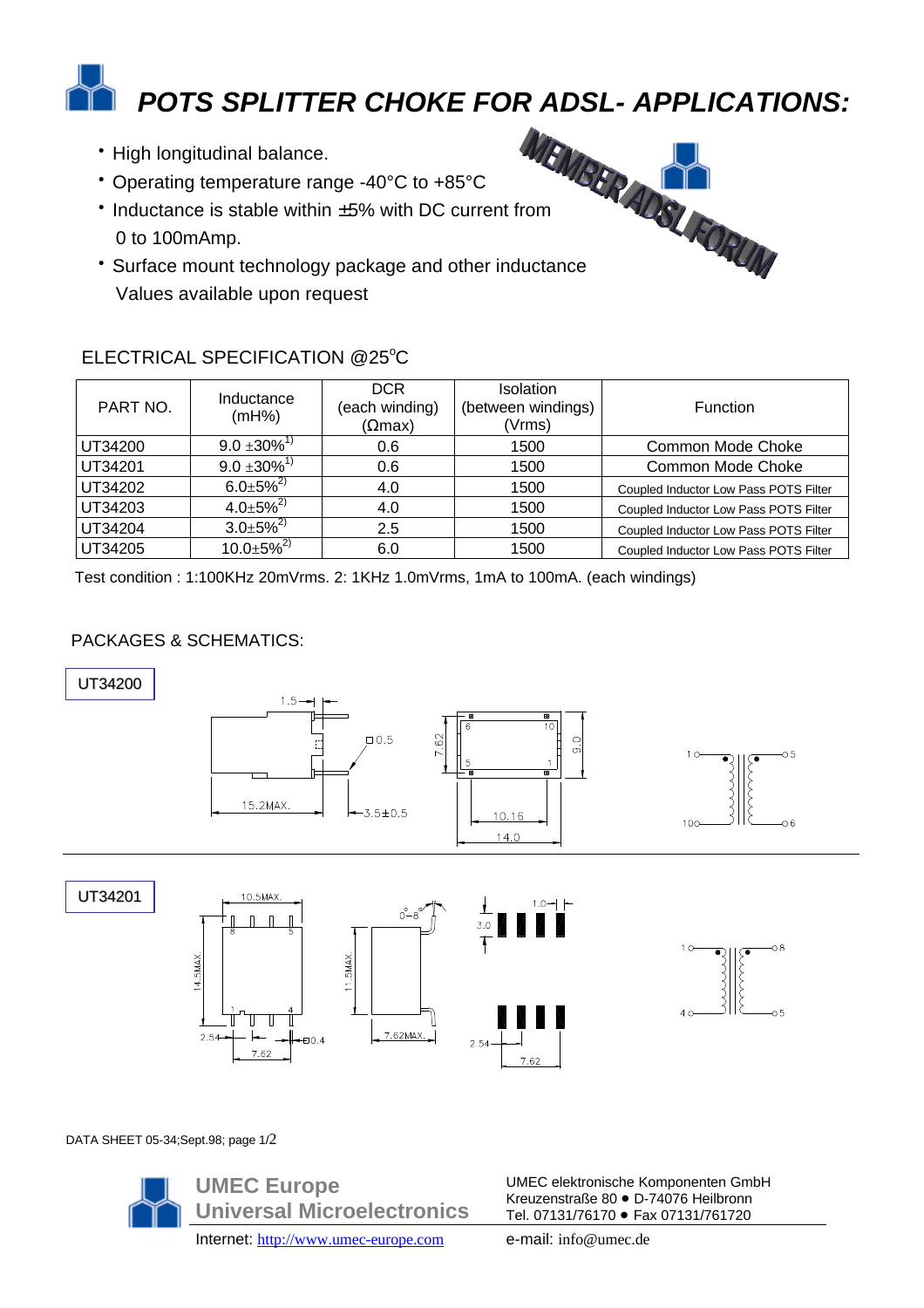# *POTS SPLITTER CHOKE FOR ADSL- APPLICATIONS:*

- High longitudinal balance.
- Operating temperature range -40°C to +85°C
- Inductance is stable within ±5% with DC current from 0 to 100mAmp.
- Surface mount technology package and other inductance Values available upon request

MEMBER ADSL FORUM

## ELECTRICAL SPECIFICATION @25°C

| PART NO. | Inductance (mH%) | DCR (each winding) (Ωmax) | Isolation (between windings) (Vrms) | Function |
|---|---|---|---|---|
| UT34200 | 9.0 ±30%[1)] | 0.6 | 1500 | Common Mode Choke |
| UT34201 | 9.0 ±30%[1)] | 0.6 | 1500 | Common Mode Choke |
| UT34202 | 6.0±5%[2)] | 4.0 | 1500 | Coupled Inductor Low Pass POTS Filter |
| UT34203 | 4.0±5%[2)] | 4.0 | 1500 | Coupled Inductor Low Pass POTS Filter |
| UT34204 | 3.0±5%[2)] | 2.5 | 1500 | Coupled Inductor Low Pass POTS Filter |
| UT34205 | 10.0±5%[2)] | 6.0 | 1500 | Coupled Inductor Low Pass POTS Filter |

Test condition : 1:100KHz 20mVrms. 2: 1KHz 1.0mVrms, 1mA to 100mA. (each windings)

## PACKAGES & SCHEMATICS:

UT34200

1.5, □0.5, 15.2MAX., 3.5±0.5, 7.62, 9.0, 10.16, 14.0, 6, 10, 5, 1

UT34201

10.5MAX., 14.5MAX., 11.5MAX., 0°–8°, 1.0, 3.0, 2.54, 7.62, □0.4, 7.62MAX., 8, 5, 1, 4

DATA SHEET 05-34;Sept.98; page 1/2

**UMEC Europe**
**Universal Microelectronics**
Internet: http://www.umec-europe.com

UMEC elektronische Komponenten GmbH
Kreuzenstraße 80 ● D-74076 Heilbronn
Tel. 07131/76170 ● Fax 07131/761720
e-mail: info@umec.de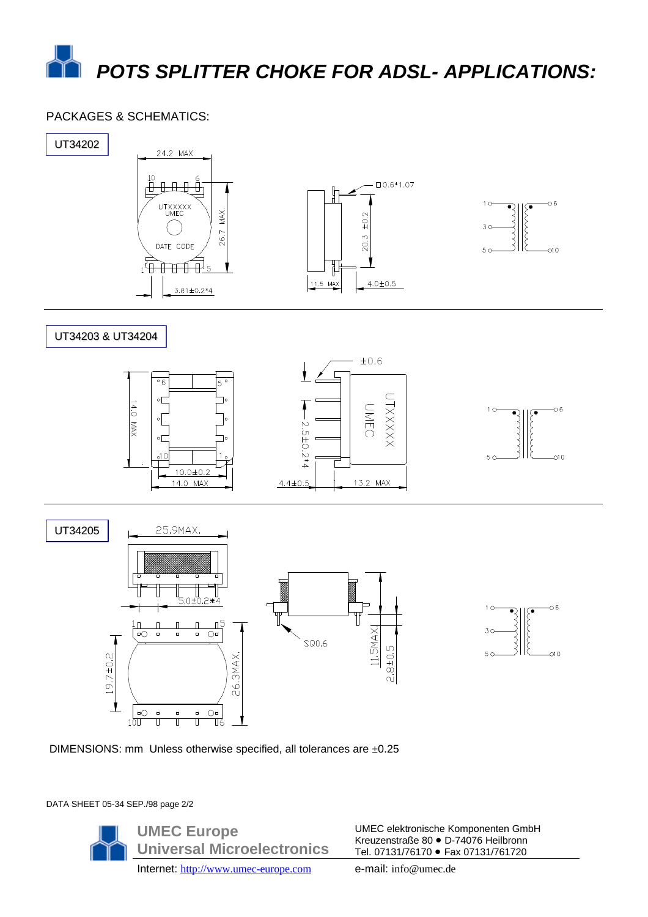# POTS SPLITTER CHOKE FOR ADSL- APPLICATIONS:

PACKAGES & SCHEMATICS:

UT34202

24.2 MAX

10 6

UTXXXXX
UMEC

DATE CODE

1 5

26.7 MAX

3.81±0.2*4

□0.6*1.07

20.3 ±0.2

11.5 MAX

4.0±0.5

1 6
3
5 10

UT34203 & UT34204

6 5
10 1

14.0 MAX

10.0±0.2

14.0 MAX

±0.6

2.5±0.2*4

UTXXXXX
UMEC

4.4±0.5

13.2 MAX

1 6
5 10

UT34205

25.9MAX.

5.0±0.2*4

1 5
10 6

19.7±0.2

26.3MAX.

SQ0.6

11.5MAX.

2.8±0.5

1 6
3
5 10

DIMENSIONS: mm Unless otherwise specified, all tolerances are ±0.25

DATA SHEET 05-34 SEP./98 page 2/2

**UMEC Europe**
**Universal Microelectronics**

Internet: http://www.umec-europe.com

UMEC elektronische Komponenten GmbH
Kreuzenstraße 80 • D-74076 Heilbronn
Tel. 07131/76170 • Fax 07131/761720

e-mail: info@umec.de